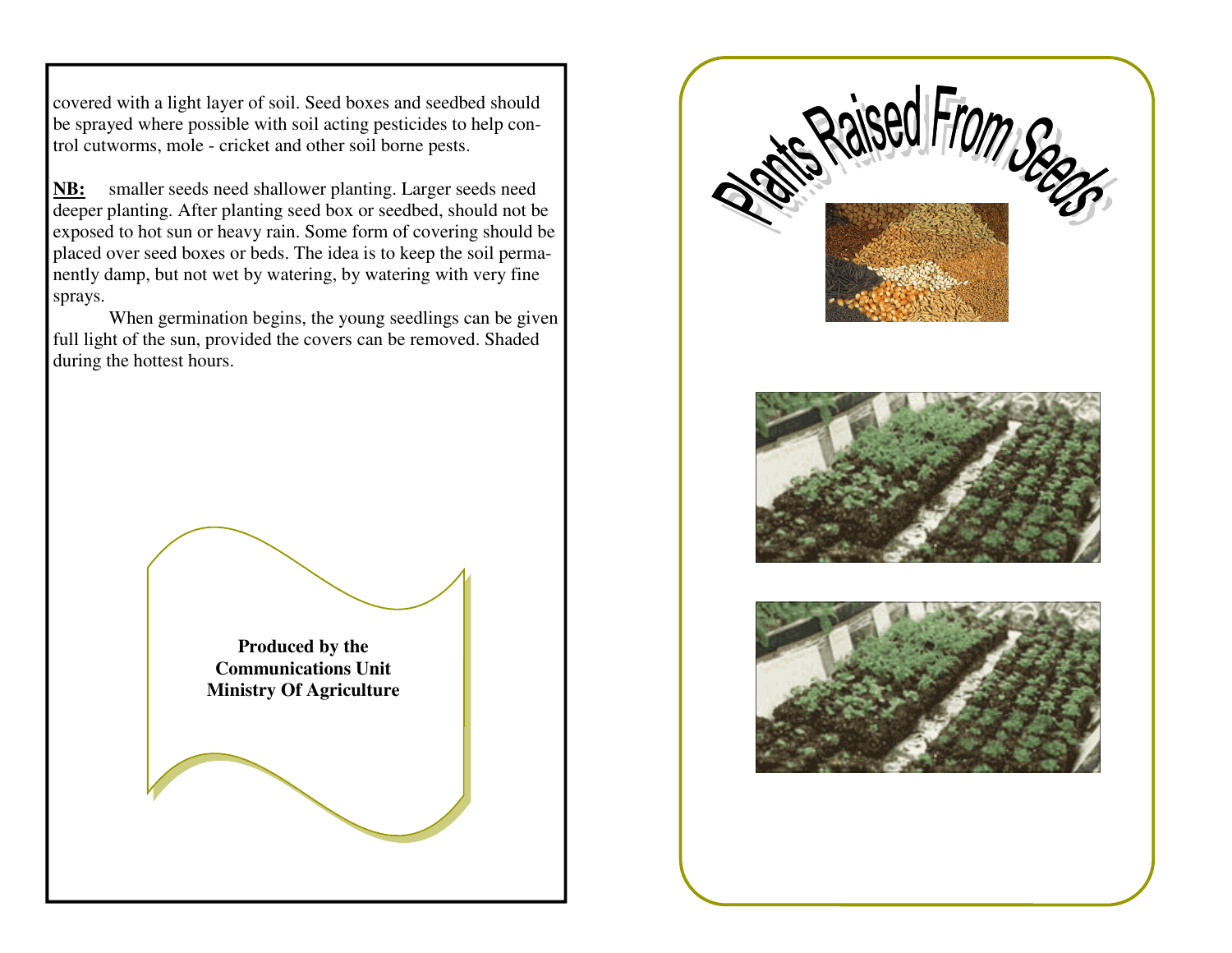covered with a light layer of soil. Seed boxes and seedbed should be sprayed where possible with soil acting pesticides to help control cutworms, mole - cricket and other soil borne pests.

**NB:** smaller seeds need shallower planting. Larger seeds need deeper planting. After planting seed box or seedbed, should not be exposed to hot sun or heavy rain. Some form of covering should be placed over seed boxes or beds. The idea is to keep the soil permanently damp, but not wet by watering, by watering with very fine sprays.

When germination begins, the young seedlings can be given full light of the sun, provided the covers can be removed. Shaded during the hottest hours.

**Produced by the Communications Unit Ministry Of Agriculture**

# Plants Raised From Seeds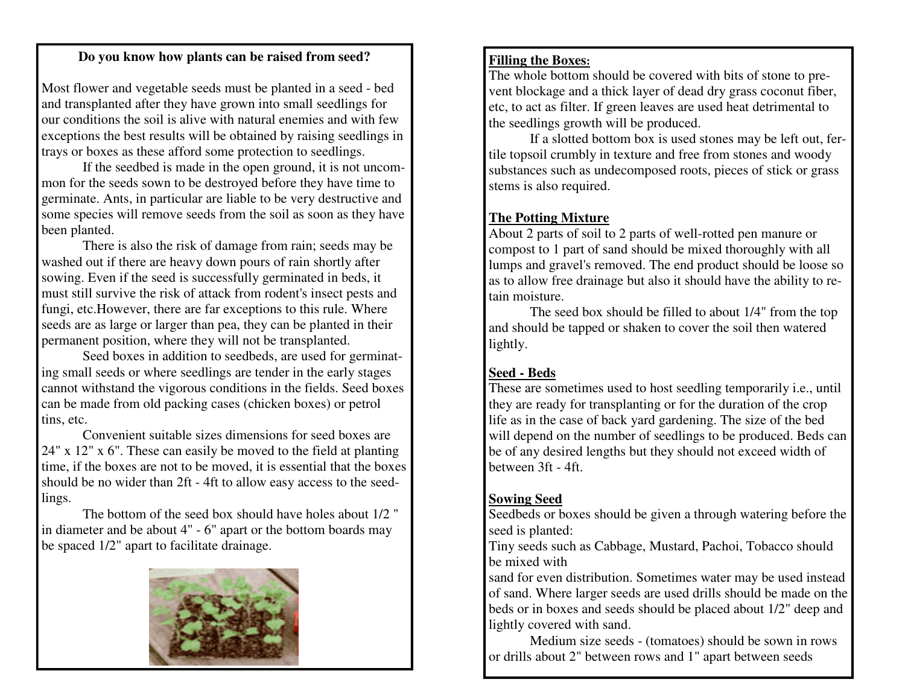**Do you know how plants can be raised from seed?**

Most flower and vegetable seeds must be planted in a seed - bed and transplanted after they have grown into small seedlings for our conditions the soil is alive with natural enemies and with few exceptions the best results will be obtained by raising seedlings in trays or boxes as these afford some protection to seedlings.

If the seedbed is made in the open ground, it is not uncommon for the seeds sown to be destroyed before they have time to germinate. Ants, in particular are liable to be very destructive and some species will remove seeds from the soil as soon as they have been planted.

There is also the risk of damage from rain; seeds may be washed out if there are heavy down pours of rain shortly after sowing. Even if the seed is successfully germinated in beds, it must still survive the risk of attack from rodent's insect pests and fungi, etc.However, there are far exceptions to this rule. Where seeds are as large or larger than pea, they can be planted in their permanent position, where they will not be transplanted.

Seed boxes in addition to seedbeds, are used for germinating small seeds or where seedlings are tender in the early stages cannot withstand the vigorous conditions in the fields. Seed boxes can be made from old packing cases (chicken boxes) or petrol tins, etc.

Convenient suitable sizes dimensions for seed boxes are 24" x 12" x 6". These can easily be moved to the field at planting time, if the boxes are not to be moved, it is essential that the boxes should be no wider than 2ft - 4ft to allow easy access to the seedlings.

The bottom of the seed box should have holes about 1/2 " in diameter and be about 4" - 6" apart or the bottom boards may be spaced 1/2" apart to facilitate drainage.

**Filling the Boxes:**

The whole bottom should be covered with bits of stone to prevent blockage and a thick layer of dead dry grass coconut fiber, etc, to act as filter. If green leaves are used heat detrimental to the seedlings growth will be produced.

If a slotted bottom box is used stones may be left out, fertile topsoil crumbly in texture and free from stones and woody substances such as undecomposed roots, pieces of stick or grass stems is also required.

**The Potting Mixture**

About 2 parts of soil to 2 parts of well-rotted pen manure or compost to 1 part of sand should be mixed thoroughly with all lumps and gravel's removed. The end product should be loose so as to allow free drainage but also it should have the ability to retain moisture.

The seed box should be filled to about 1/4" from the top and should be tapped or shaken to cover the soil then watered lightly.

**Seed - Beds**

These are sometimes used to host seedling temporarily i.e., until they are ready for transplanting or for the duration of the crop life as in the case of back yard gardening. The size of the bed will depend on the number of seedlings to be produced. Beds can be of any desired lengths but they should not exceed width of between 3ft - 4ft.

**Sowing Seed**

Seedbeds or boxes should be given a through watering before the seed is planted:

Tiny seeds such as Cabbage, Mustard, Pachoi, Tobacco should be mixed with sand for even distribution. Sometimes water may be used instead of sand. Where larger seeds are used drills should be made on the beds or in boxes and seeds should be placed about 1/2" deep and lightly covered with sand.

Medium size seeds - (tomatoes) should be sown in rows or drills about 2" between rows and 1" apart between seeds